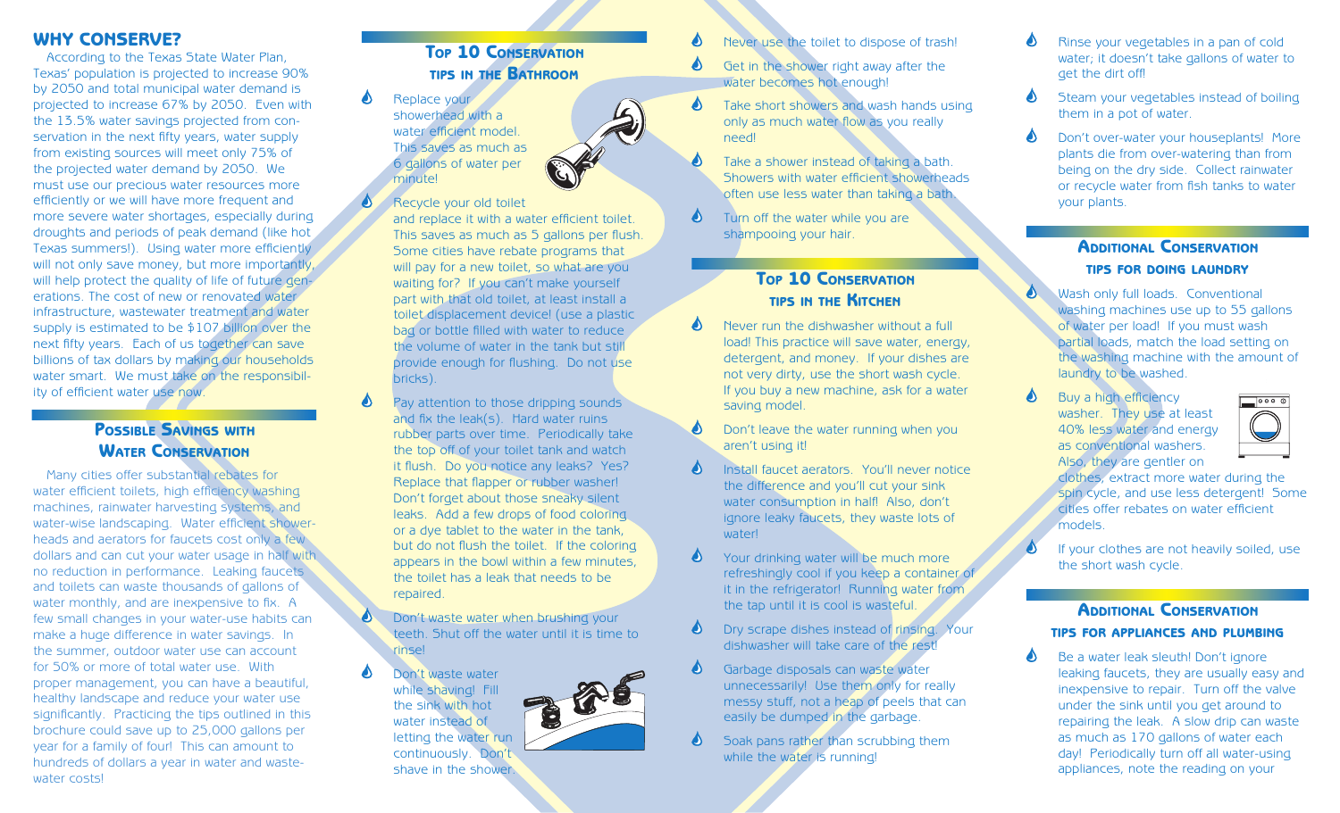## WHY CONSERVE?

According to the Texas State Water Plan, Texas' population is projected to increase 90% by 2050 and total municipal water demand is projected to increase 67% by 2050. Even with the 13.5% water savings projected from conservation in the next fifty years, water supply from existing sources will meet only 75% of the projected water demand by 2050. We must use our precious water resources more efficiently or we will have more frequent and more severe water shortages, especially during droughts and periods of peak demand (like hot Texas summers!). Using water more efficiently will not only save money, but more importantly, will help protect the quality of life of future generations. The cost of new or renovated water infrastructure, wastewater treatment and water supply is estimated to be $107 billion over the next fifty years. Each of us together can save billions of tax dollars by making our households water smart. We must take on the responsibility of efficient water use now.

## Possible Savings with Water Conservation

Many cities offer substantial rebates for water efficient toilets, high efficiency washing machines, rainwater harvesting systems, and water-wise landscaping. Water efficient showerheads and aerators for faucets cost only a few dollars and can cut your water usage in half with no reduction in performance. Leaking faucets and toilets can waste thousands of gallons of water monthly, and are inexpensive to fix. A few small changes in your water-use habits can make a huge difference in water savings. In the summer, outdoor water use can account for 50% or more of total water use. With proper management, you can have a beautiful, healthy landscape and reduce your water use significantly. Practicing the tips outlined in this brochure could save up to 25,000 gallons per year for a family of four! This can amount to hundreds of dollars a year in water and wastewater costs!

## Top 10 Conservation tips in the Bathroom

- Replace your showerhead with a water efficient model. This saves as much as 6 gallons of water per minute!
- Recycle your old toilet and replace it with a water efficient toilet. This saves as much as 5 gallons per flush. Some cities have rebate programs that will pay for a new toilet, so what are you waiting for? If you can't make yourself part with that old toilet, at least install a toilet displacement device! (use a plastic bag or bottle filled with water to reduce the volume of water in the tank but still provide enough for flushing. Do not use bricks).
- Pay attention to those dripping sounds and fix the leak(s). Hard water ruins rubber parts over time. Periodically take the top off of your toilet tank and watch it flush. Do you notice any leaks? Yes? Replace that flapper or rubber washer! Don't forget about those sneaky silent leaks. Add a few drops of food coloring or a dye tablet to the water in the tank, but do not flush the toilet. If the coloring appears in the bowl within a few minutes, the toilet has a leak that needs to be repaired.
- Don't waste water when brushing your teeth. Shut off the water until it is time to rinse!
- Don't waste water while shaving! Fill the sink with hot water instead of letting the water run continuously. Don't shave in the shower.
- Never use the toilet to dispose of trash!
- Get in the shower right away after the water becomes hot enough!
- Take short showers and wash hands using only as much water flow as you really need!
- Take a shower instead of taking a bath. Showers with water efficient showerheads often use less water than taking a bath.
- Turn off the water while you are shampooing your hair.

## Top 10 Conservation tips in the Kitchen

- Never run the dishwasher without a full load! This practice will save water, energy, detergent, and money. If your dishes are not very dirty, use the short wash cycle. If you buy a new machine, ask for a water saving model.
- Don't leave the water running when you aren't using it!
- Install faucet aerators. You'll never notice the difference and you'll cut your sink water consumption in half! Also, don't ignore leaky faucets, they waste lots of water!
- Your drinking water will be much more refreshingly cool if you keep a container of it in the refrigerator! Running water from the tap until it is cool is wasteful.
- Dry scrape dishes instead of rinsing. Your dishwasher will take care of the rest!
- Garbage disposals can waste water unnecessarily! Use them only for really messy stuff, not a heap of peels that can easily be dumped in the garbage.
- Soak pans rather than scrubbing them while the water is running!
- Rinse your vegetables in a pan of cold water; it doesn't take gallons of water to get the dirt off!
- Steam your vegetables instead of boiling them in a pot of water.
- Don't over-water your houseplants! More plants die from over-watering than from being on the dry side. Collect rainwater or recycle water from fish tanks to water your plants.

## Additional Conservation tips for doing laundry

- Wash only full loads. Conventional washing machines use up to 55 gallons of water per load! If you must wash partial loads, match the load setting on the washing machine with the amount of laundry to be washed.
- Buy a high efficiency washer. They use at least 40% less water and energy as conventional washers. Also, they are gentler on clothes, extract more water during the spin cycle, and use less detergent! Some cities offer rebates on water efficient models.
- If your clothes are not heavily soiled, use the short wash cycle.

## Additional Conservation tips for appliances and plumbing

- Be a water leak sleuth! Don't ignore leaking faucets, they are usually easy and inexpensive to repair. Turn off the valve under the sink until you get around to repairing the leak. A slow drip can waste as much as 170 gallons of water each day! Periodically turn off all water-using appliances, note the reading on your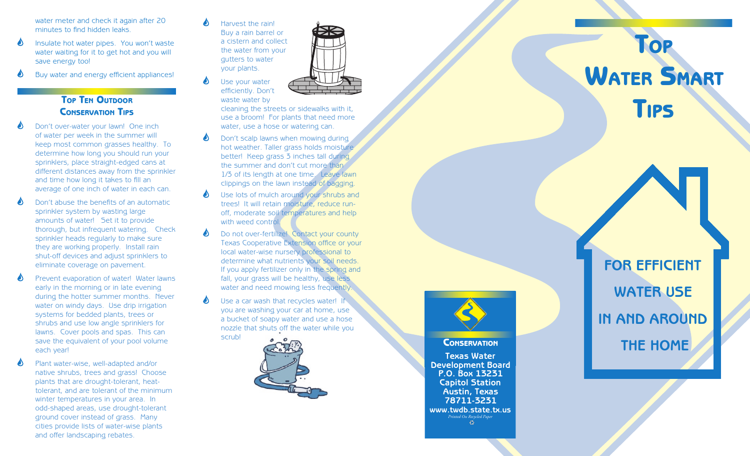water meter and check it again after 20 minutes to find hidden leaks.

- Insulate hot water pipes. You won't waste water waiting for it to get hot and you will save energy too!
- Buy water and energy efficient appliances!

## Top Ten Outdoor Conservation Tips

- Don't over-water your lawn! One inch of water per week in the summer will keep most common grasses healthy. To determine how long you should run your sprinklers, place straight-edged cans at different distances away from the sprinkler and time how long it takes to fill an average of one inch of water in each can.
- Don't abuse the benefits of an automatic sprinkler system by wasting large amounts of water! Set it to provide thorough, but infrequent watering. Check sprinkler heads regularly to make sure they are working properly. Install rain shut-off devices and adjust sprinklers to eliminate coverage on pavement.
- Prevent evaporation of water! Water lawns early in the morning or in late evening during the hotter summer months. Never water on windy days. Use drip irrigation systems for bedded plants, trees or shrubs and use low angle sprinklers for lawns. Cover pools and spas. This can save the equivalent of your pool volume each year!
- Plant water-wise, well-adapted and/or native shrubs, trees and grass! Choose plants that are drought-tolerant, heat-tolerant, and are tolerant of the minimum winter temperatures in your area. In odd-shaped areas, use drought-tolerant ground cover instead of grass. Many cities provide lists of water-wise plants and offer landscaping rebates.
- Harvest the rain! Buy a rain barrel or a cistern and collect the water from your gutters to water your plants.
- Use your water efficiently. Don't waste water by cleaning the streets or sidewalks with it, use a broom! For plants that need more water, use a hose or watering can.
- Don't scalp lawns when mowing during hot weather. Taller grass holds moisture better! Keep grass 3 inches tall during the summer and don't cut more than 1/3 of its length at one time. Leave lawn clippings on the lawn instead of bagging.
- Use lots of mulch around your shrubs and trees! It will retain moisture, reduce run-off, moderate soil temperatures and help with weed control.
- Do not over-fertilize! Contact your county Texas Cooperative Extension office or your local water-wise nursery professional to determine what nutrients your soil needs. If you apply fertilizer only in the spring and fall, your grass will be healthy, use less water and need mowing less frequently.
- Use a car wash that recycles water! If you are washing your car at home, use a bucket of soapy water and use a hose nozzle that shuts off the water while you scrub!

**Conservation**

**Texas Water Development Board**
**P.O. Box 13231**
**Capitol Station**
**Austin, Texas**
**78711-3231**
**www.twdb.state.tx.us**

*Printed On Recycled Paper*

# Top Water Smart Tips

## For Efficient Water Use In and Around the Home